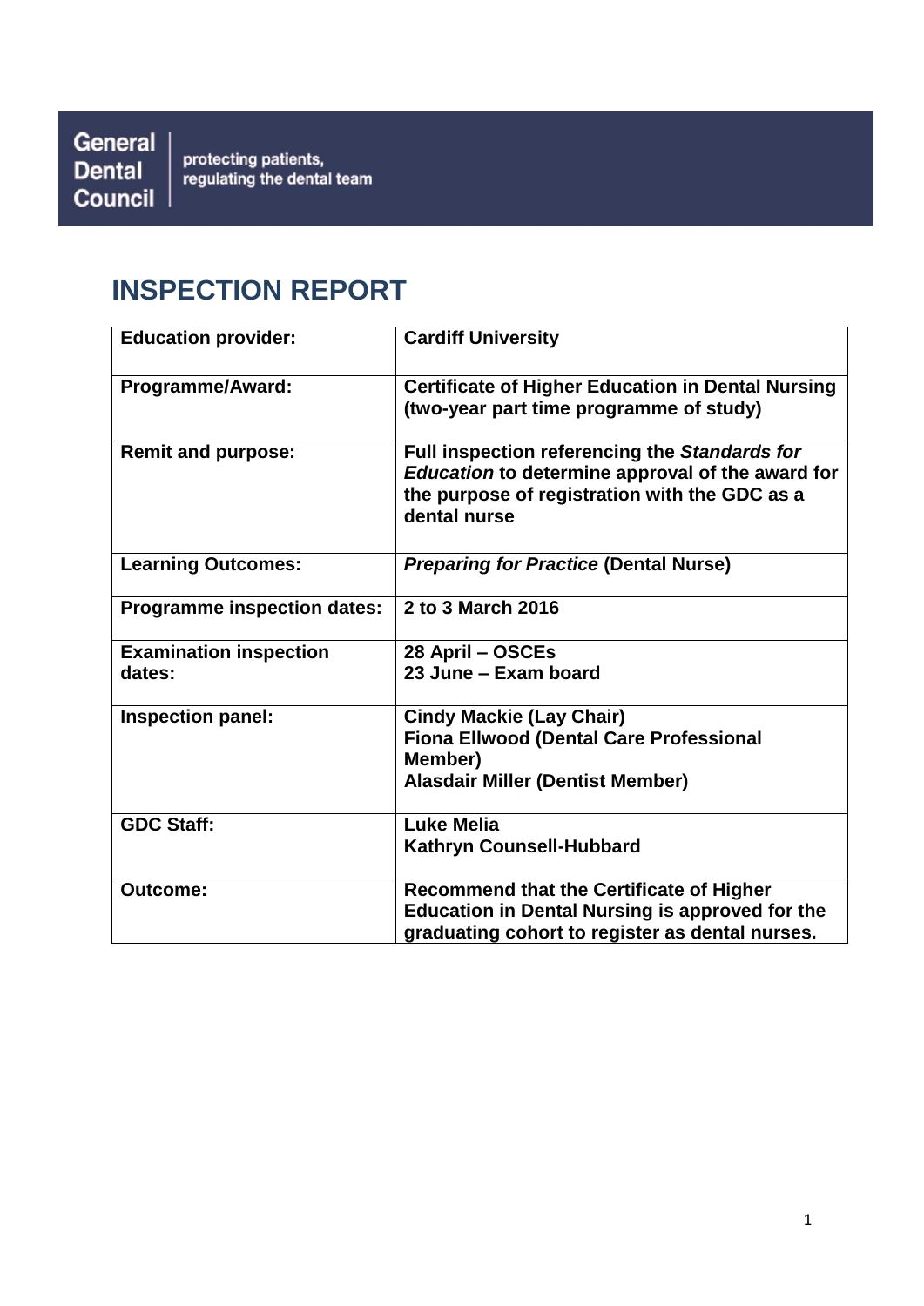General Dental Council | protecting patients, regulating the dental team

# INSPECTION REPORT

| **Education provider:** | **Cardiff University** |
|---|---|
| **Programme/Award:** | **Certificate of Higher Education in Dental Nursing (two-year part time programme of study)** |
| **Remit and purpose:** | **Full inspection referencing the *Standards for Education* to determine approval of the award for the purpose of registration with the GDC as a dental nurse** |
| **Learning Outcomes:** | ***Preparing for Practice* (Dental Nurse)** |
| **Programme inspection dates:** | **2 to 3 March 2016** |
| **Examination inspection dates:** | **28 April – OSCEs**<br>**23 June – Exam board** |
| **Inspection panel:** | **Cindy Mackie (Lay Chair)**<br>**Fiona Ellwood (Dental Care Professional Member)**<br>**Alasdair Miller (Dentist Member)** |
| **GDC Staff:** | **Luke Melia**<br>**Kathryn Counsell-Hubbard** |
| **Outcome:** | **Recommend that the Certificate of Higher Education in Dental Nursing is approved for the graduating cohort to register as dental nurses.** |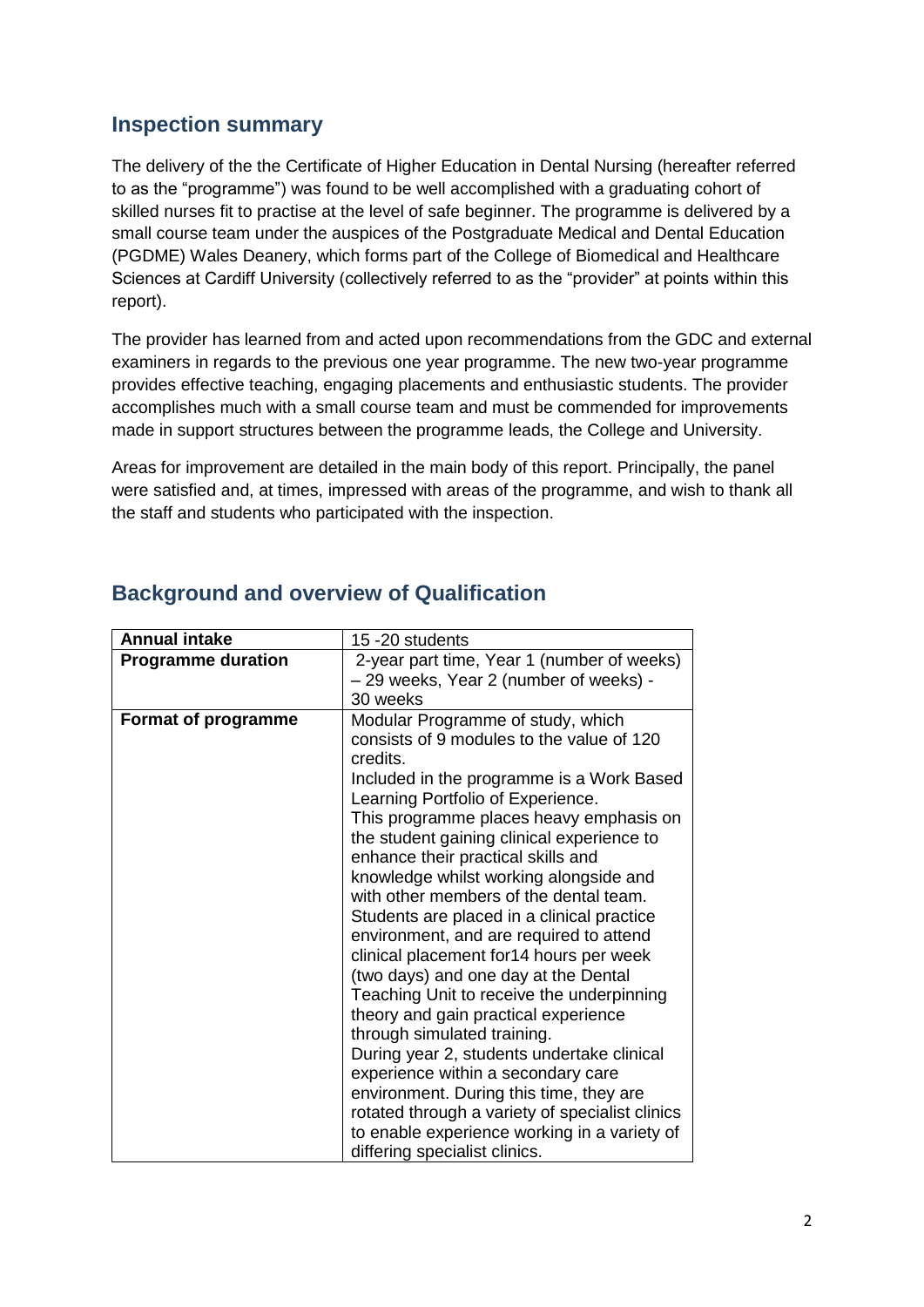## Inspection summary

The delivery of the the Certificate of Higher Education in Dental Nursing (hereafter referred to as the "programme") was found to be well accomplished with a graduating cohort of skilled nurses fit to practise at the level of safe beginner. The programme is delivered by a small course team under the auspices of the Postgraduate Medical and Dental Education (PGDME) Wales Deanery, which forms part of the College of Biomedical and Healthcare Sciences at Cardiff University (collectively referred to as the "provider" at points within this report).

The provider has learned from and acted upon recommendations from the GDC and external examiners in regards to the previous one year programme. The new two-year programme provides effective teaching, engaging placements and enthusiastic students. The provider accomplishes much with a small course team and must be commended for improvements made in support structures between the programme leads, the College and University.

Areas for improvement are detailed in the main body of this report. Principally, the panel were satisfied and, at times, impressed with areas of the programme, and wish to thank all the staff and students who participated with the inspection.

## Background and overview of Qualification

| | |
|---|---|
| **Annual intake** | 15 -20 students |
| **Programme duration** | 2-year part time, Year 1 (number of weeks) – 29 weeks, Year 2 (number of weeks) - 30 weeks |
| **Format of programme** | Modular Programme of study, which consists of 9 modules to the value of 120 credits.<br>Included in the programme is a Work Based Learning Portfolio of Experience.<br>This programme places heavy emphasis on the student gaining clinical experience to enhance their practical skills and knowledge whilst working alongside and with other members of the dental team.<br>Students are placed in a clinical practice environment, and are required to attend clinical placement for14 hours per week (two days) and one day at the Dental Teaching Unit to receive the underpinning theory and gain practical experience through simulated training.<br>During year 2, students undertake clinical experience within a secondary care environment. During this time, they are rotated through a variety of specialist clinics to enable experience working in a variety of differing specialist clinics. |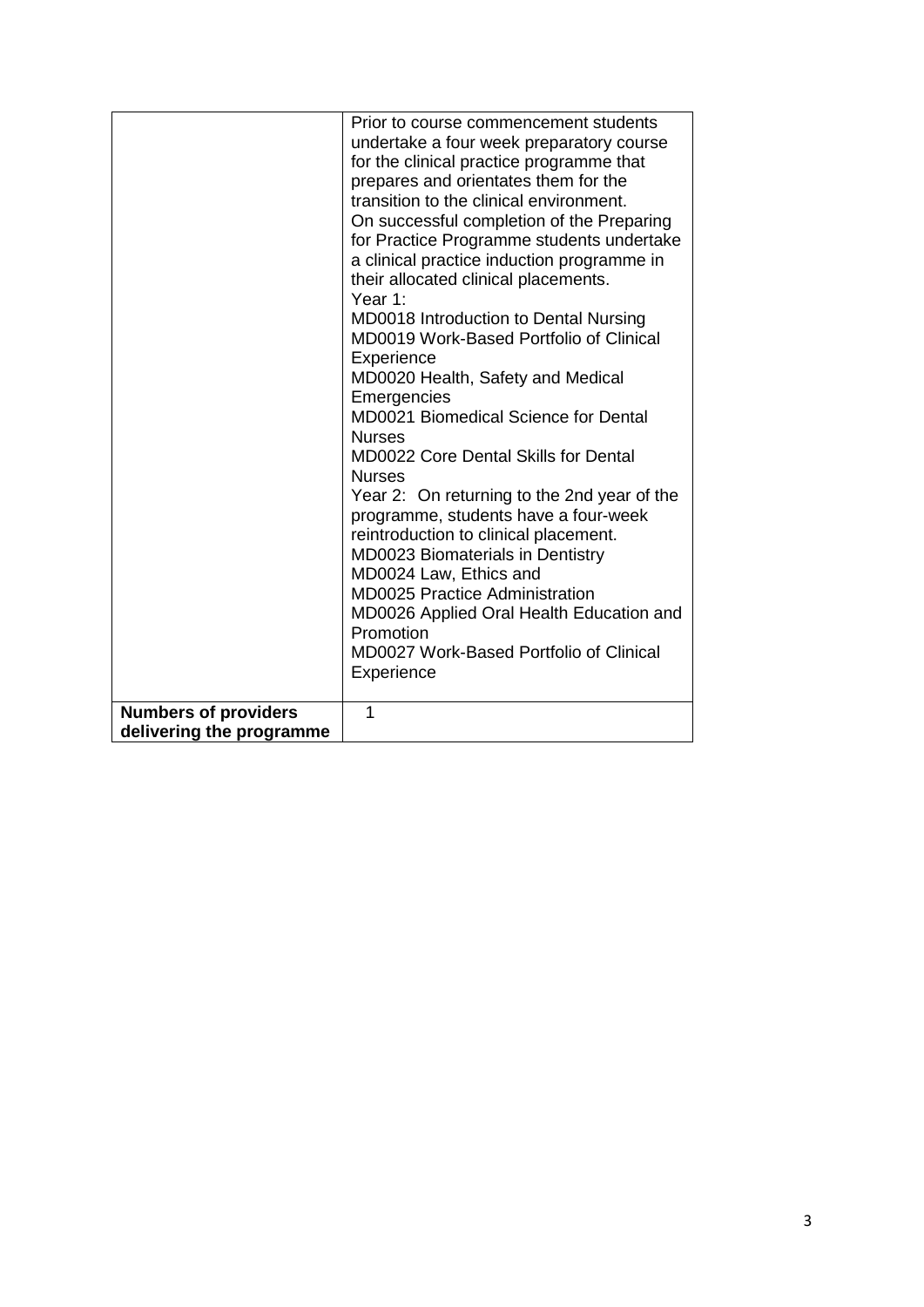|  |  |
|---|---|
|  | Prior to course commencement students undertake a four week preparatory course for the clinical practice programme that prepares and orientates them for the transition to the clinical environment.<br>On successful completion of the Preparing for Practice Programme students undertake a clinical practice induction programme in their allocated clinical placements.<br>Year 1:<br>MD0018 Introduction to Dental Nursing<br>MD0019 Work-Based Portfolio of Clinical Experience<br>MD0020 Health, Safety and Medical Emergencies<br>MD0021 Biomedical Science for Dental Nurses<br>MD0022 Core Dental Skills for Dental Nurses<br>Year 2: On returning to the 2nd year of the programme, students have a four-week reintroduction to clinical placement.<br>MD0023 Biomaterials in Dentistry<br>MD0024 Law, Ethics and<br>MD0025 Practice Administration<br>MD0026 Applied Oral Health Education and Promotion<br>MD0027 Work-Based Portfolio of Clinical Experience |
| **Numbers of providers delivering the programme** | 1 |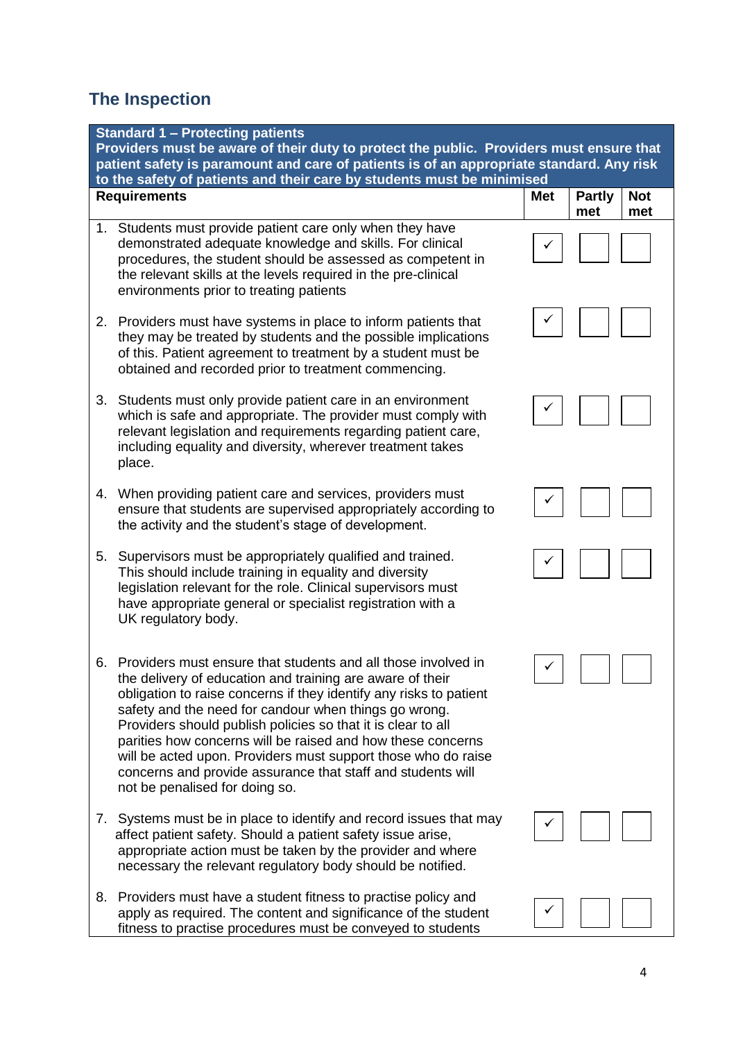## The Inspection

| Standard 1 – Protecting patients<br>Providers must be aware of their duty to protect the public. Providers must ensure that patient safety is paramount and care of patients is of an appropriate standard. Any risk to the safety of patients and their care by students must be minimised | | | |
|---|---|---|---|
| **Requirements** | **Met** | **Partly met** | **Not met** |
| 1. Students must provide patient care only when they have demonstrated adequate knowledge and skills. For clinical procedures, the student should be assessed as competent in the relevant skills at the levels required in the pre-clinical environments prior to treating patients | ✓ | | |
| 2. Providers must have systems in place to inform patients that they may be treated by students and the possible implications of this. Patient agreement to treatment by a student must be obtained and recorded prior to treatment commencing. | ✓ | | |
| 3. Students must only provide patient care in an environment which is safe and appropriate. The provider must comply with relevant legislation and requirements regarding patient care, including equality and diversity, wherever treatment takes place. | ✓ | | |
| 4. When providing patient care and services, providers must ensure that students are supervised appropriately according to the activity and the student's stage of development. | ✓ | | |
| 5. Supervisors must be appropriately qualified and trained. This should include training in equality and diversity legislation relevant for the role. Clinical supervisors must have appropriate general or specialist registration with a UK regulatory body. | ✓ | | |
| 6. Providers must ensure that students and all those involved in the delivery of education and training are aware of their obligation to raise concerns if they identify any risks to patient safety and the need for candour when things go wrong. Providers should publish policies so that it is clear to all parities how concerns will be raised and how these concerns will be acted upon. Providers must support those who do raise concerns and provide assurance that staff and students will not be penalised for doing so. | ✓ | | |
| 7. Systems must be in place to identify and record issues that may affect patient safety. Should a patient safety issue arise, appropriate action must be taken by the provider and where necessary the relevant regulatory body should be notified. | ✓ | | |
| 8. Providers must have a student fitness to practise policy and apply as required. The content and significance of the student fitness to practise procedures must be conveyed to students | ✓ | | |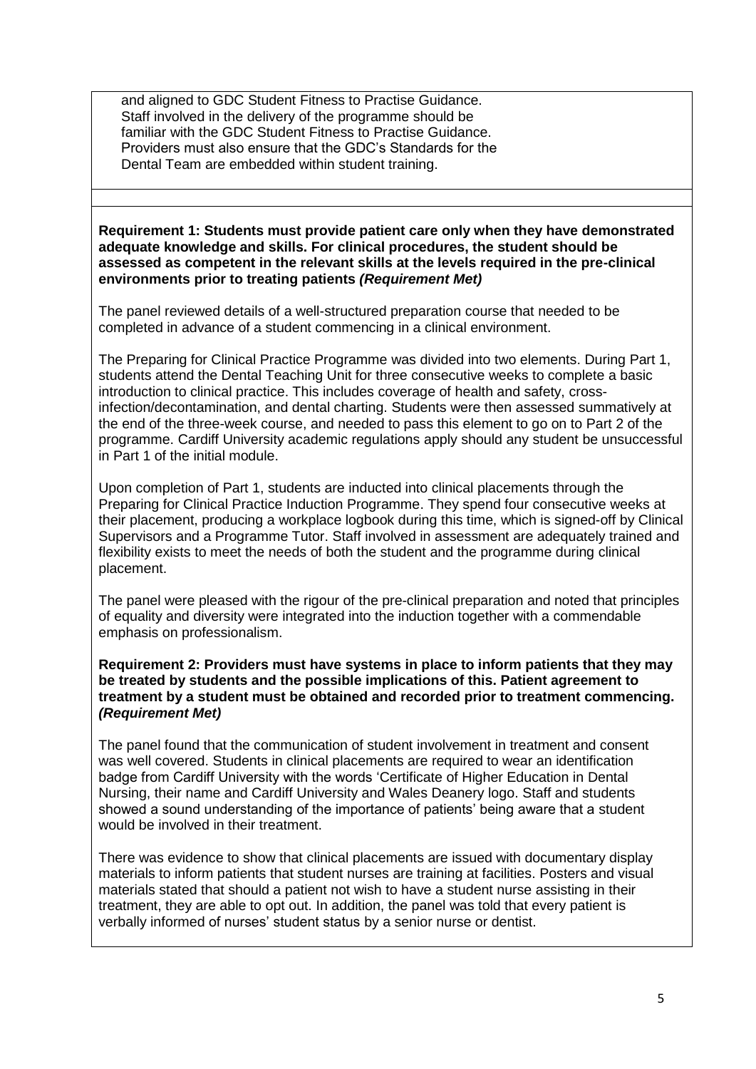and aligned to GDC Student Fitness to Practise Guidance. Staff involved in the delivery of the programme should be familiar with the GDC Student Fitness to Practise Guidance. Providers must also ensure that the GDC's Standards for the Dental Team are embedded within student training.

**Requirement 1: Students must provide patient care only when they have demonstrated adequate knowledge and skills. For clinical procedures, the student should be assessed as competent in the relevant skills at the levels required in the pre-clinical environments prior to treating patients *(Requirement Met)***

The panel reviewed details of a well-structured preparation course that needed to be completed in advance of a student commencing in a clinical environment.

The Preparing for Clinical Practice Programme was divided into two elements. During Part 1, students attend the Dental Teaching Unit for three consecutive weeks to complete a basic introduction to clinical practice. This includes coverage of health and safety, cross-infection/decontamination, and dental charting. Students were then assessed summatively at the end of the three-week course, and needed to pass this element to go on to Part 2 of the programme. Cardiff University academic regulations apply should any student be unsuccessful in Part 1 of the initial module.

Upon completion of Part 1, students are inducted into clinical placements through the Preparing for Clinical Practice Induction Programme. They spend four consecutive weeks at their placement, producing a workplace logbook during this time, which is signed-off by Clinical Supervisors and a Programme Tutor. Staff involved in assessment are adequately trained and flexibility exists to meet the needs of both the student and the programme during clinical placement.

The panel were pleased with the rigour of the pre-clinical preparation and noted that principles of equality and diversity were integrated into the induction together with a commendable emphasis on professionalism.

**Requirement 2: Providers must have systems in place to inform patients that they may be treated by students and the possible implications of this. Patient agreement to treatment by a student must be obtained and recorded prior to treatment commencing. *(Requirement Met)***

The panel found that the communication of student involvement in treatment and consent was well covered. Students in clinical placements are required to wear an identification badge from Cardiff University with the words 'Certificate of Higher Education in Dental Nursing, their name and Cardiff University and Wales Deanery logo. Staff and students showed a sound understanding of the importance of patients' being aware that a student would be involved in their treatment.

There was evidence to show that clinical placements are issued with documentary display materials to inform patients that student nurses are training at facilities. Posters and visual materials stated that should a patient not wish to have a student nurse assisting in their treatment, they are able to opt out. In addition, the panel was told that every patient is verbally informed of nurses' student status by a senior nurse or dentist.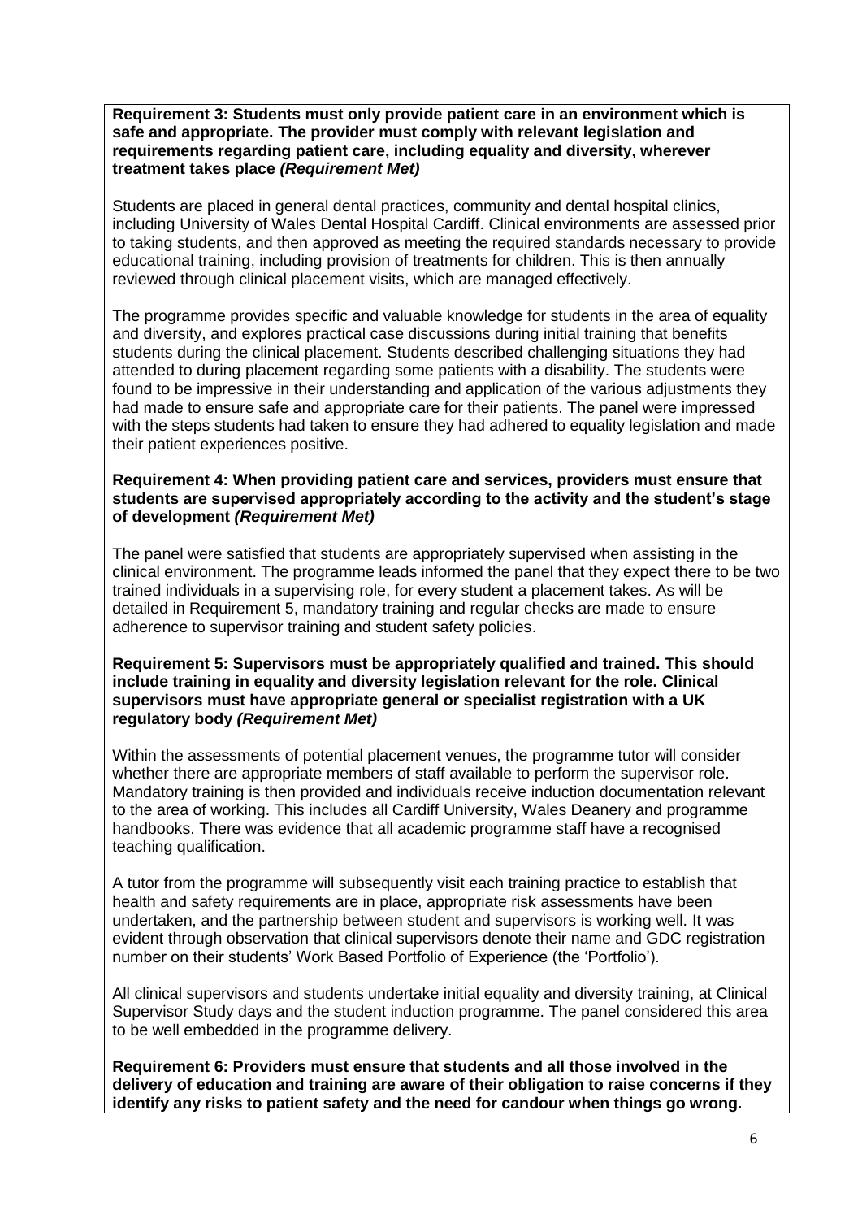**Requirement 3: Students must only provide patient care in an environment which is safe and appropriate. The provider must comply with relevant legislation and requirements regarding patient care, including equality and diversity, wherever treatment takes place *(Requirement Met)***

Students are placed in general dental practices, community and dental hospital clinics, including University of Wales Dental Hospital Cardiff. Clinical environments are assessed prior to taking students, and then approved as meeting the required standards necessary to provide educational training, including provision of treatments for children. This is then annually reviewed through clinical placement visits, which are managed effectively.

The programme provides specific and valuable knowledge for students in the area of equality and diversity, and explores practical case discussions during initial training that benefits students during the clinical placement. Students described challenging situations they had attended to during placement regarding some patients with a disability. The students were found to be impressive in their understanding and application of the various adjustments they had made to ensure safe and appropriate care for their patients. The panel were impressed with the steps students had taken to ensure they had adhered to equality legislation and made their patient experiences positive.

**Requirement 4: When providing patient care and services, providers must ensure that students are supervised appropriately according to the activity and the student's stage of development *(Requirement Met)***

The panel were satisfied that students are appropriately supervised when assisting in the clinical environment. The programme leads informed the panel that they expect there to be two trained individuals in a supervising role, for every student a placement takes. As will be detailed in Requirement 5, mandatory training and regular checks are made to ensure adherence to supervisor training and student safety policies.

**Requirement 5: Supervisors must be appropriately qualified and trained. This should include training in equality and diversity legislation relevant for the role. Clinical supervisors must have appropriate general or specialist registration with a UK regulatory body *(Requirement Met)***

Within the assessments of potential placement venues, the programme tutor will consider whether there are appropriate members of staff available to perform the supervisor role. Mandatory training is then provided and individuals receive induction documentation relevant to the area of working. This includes all Cardiff University, Wales Deanery and programme handbooks. There was evidence that all academic programme staff have a recognised teaching qualification.

A tutor from the programme will subsequently visit each training practice to establish that health and safety requirements are in place, appropriate risk assessments have been undertaken, and the partnership between student and supervisors is working well. It was evident through observation that clinical supervisors denote their name and GDC registration number on their students' Work Based Portfolio of Experience (the 'Portfolio').

All clinical supervisors and students undertake initial equality and diversity training, at Clinical Supervisor Study days and the student induction programme. The panel considered this area to be well embedded in the programme delivery.

**Requirement 6: Providers must ensure that students and all those involved in the delivery of education and training are aware of their obligation to raise concerns if they identify any risks to patient safety and the need for candour when things go wrong.**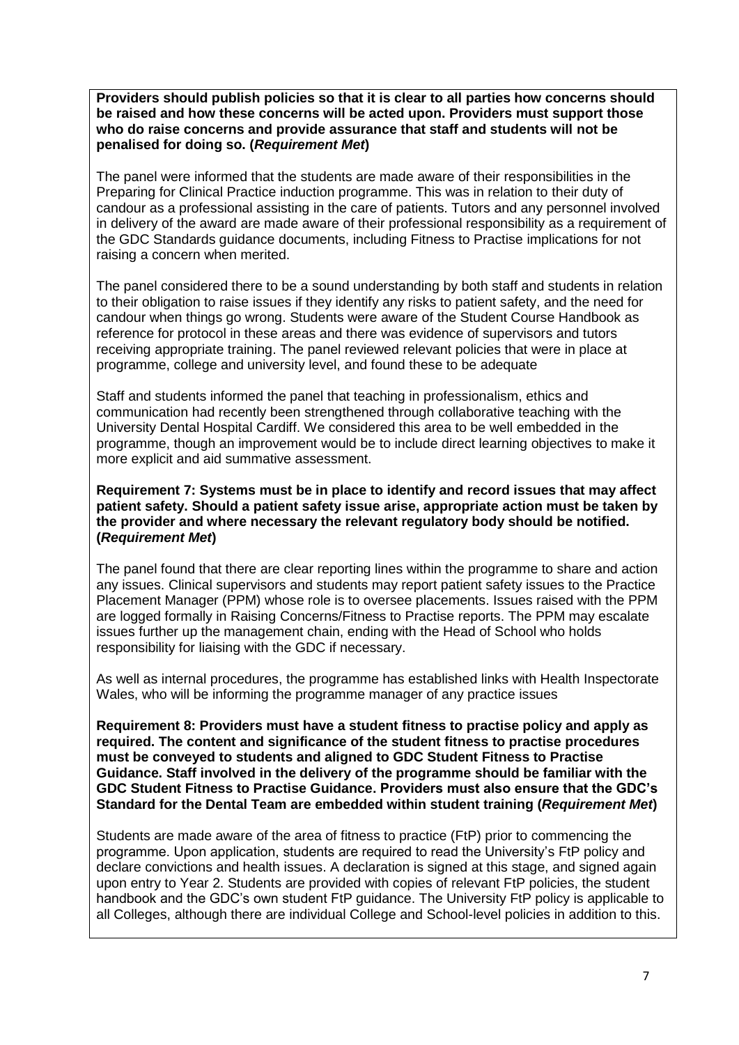**Providers should publish policies so that it is clear to all parties how concerns should be raised and how these concerns will be acted upon. Providers must support those who do raise concerns and provide assurance that staff and students will not be penalised for doing so. (*Requirement Met*)**

The panel were informed that the students are made aware of their responsibilities in the Preparing for Clinical Practice induction programme. This was in relation to their duty of candour as a professional assisting in the care of patients. Tutors and any personnel involved in delivery of the award are made aware of their professional responsibility as a requirement of the GDC Standards guidance documents, including Fitness to Practise implications for not raising a concern when merited.

The panel considered there to be a sound understanding by both staff and students in relation to their obligation to raise issues if they identify any risks to patient safety, and the need for candour when things go wrong. Students were aware of the Student Course Handbook as reference for protocol in these areas and there was evidence of supervisors and tutors receiving appropriate training. The panel reviewed relevant policies that were in place at programme, college and university level, and found these to be adequate

Staff and students informed the panel that teaching in professionalism, ethics and communication had recently been strengthened through collaborative teaching with the University Dental Hospital Cardiff. We considered this area to be well embedded in the programme, though an improvement would be to include direct learning objectives to make it more explicit and aid summative assessment.

**Requirement 7: Systems must be in place to identify and record issues that may affect patient safety. Should a patient safety issue arise, appropriate action must be taken by the provider and where necessary the relevant regulatory body should be notified. (*Requirement Met*)**

The panel found that there are clear reporting lines within the programme to share and action any issues. Clinical supervisors and students may report patient safety issues to the Practice Placement Manager (PPM) whose role is to oversee placements. Issues raised with the PPM are logged formally in Raising Concerns/Fitness to Practise reports. The PPM may escalate issues further up the management chain, ending with the Head of School who holds responsibility for liaising with the GDC if necessary.

As well as internal procedures, the programme has established links with Health Inspectorate Wales, who will be informing the programme manager of any practice issues

**Requirement 8: Providers must have a student fitness to practise policy and apply as required. The content and significance of the student fitness to practise procedures must be conveyed to students and aligned to GDC Student Fitness to Practise Guidance. Staff involved in the delivery of the programme should be familiar with the GDC Student Fitness to Practise Guidance. Providers must also ensure that the GDC's Standard for the Dental Team are embedded within student training (*Requirement Met*)**

Students are made aware of the area of fitness to practice (FtP) prior to commencing the programme. Upon application, students are required to read the University's FtP policy and declare convictions and health issues. A declaration is signed at this stage, and signed again upon entry to Year 2. Students are provided with copies of relevant FtP policies, the student handbook and the GDC's own student FtP guidance. The University FtP policy is applicable to all Colleges, although there are individual College and School-level policies in addition to this.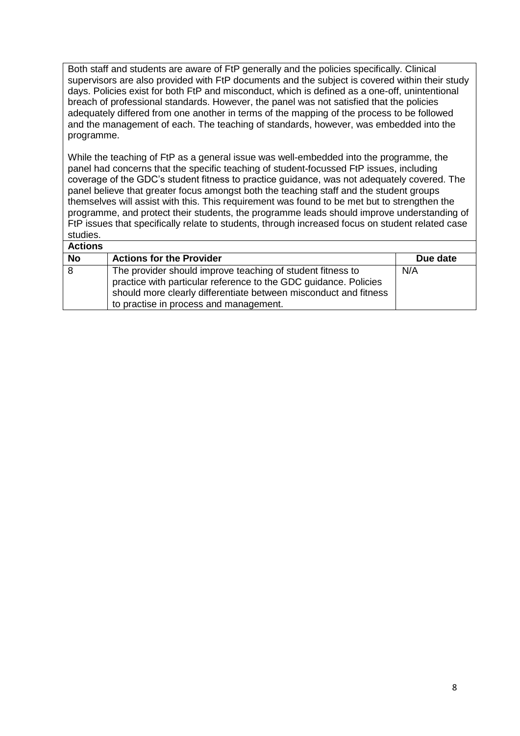Both staff and students are aware of FtP generally and the policies specifically. Clinical supervisors are also provided with FtP documents and the subject is covered within their study days. Policies exist for both FtP and misconduct, which is defined as a one-off, unintentional breach of professional standards. However, the panel was not satisfied that the policies adequately differed from one another in terms of the mapping of the process to be followed and the management of each. The teaching of standards, however, was embedded into the programme.

While the teaching of FtP as a general issue was well-embedded into the programme, the panel had concerns that the specific teaching of student-focussed FtP issues, including coverage of the GDC's student fitness to practice guidance, was not adequately covered. The panel believe that greater focus amongst both the teaching staff and the student groups themselves will assist with this. This requirement was found to be met but to strengthen the programme, and protect their students, the programme leads should improve understanding of FtP issues that specifically relate to students, through increased focus on student related case studies.

**Actions**

| No | Actions for the Provider | Due date |
|---|---|---|
| 8 | The provider should improve teaching of student fitness to practice with particular reference to the GDC guidance. Policies should more clearly differentiate between misconduct and fitness to practise in process and management. | N/A |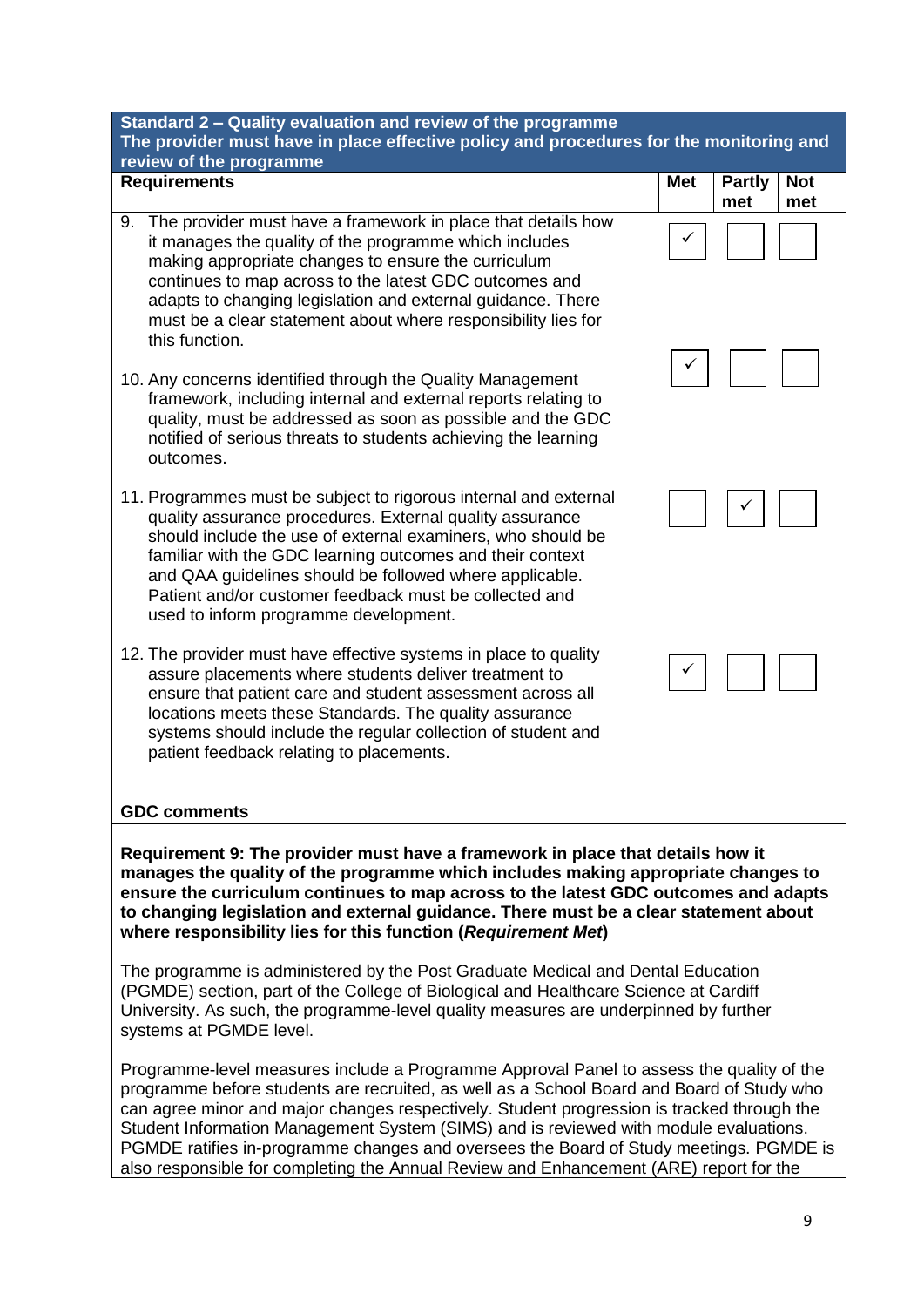| Standard 2 – Quality evaluation and review of the programme<br>The provider must have in place effective policy and procedures for the monitoring and review of the programme | | | |
|---|---|---|---|
| **Requirements** | **Met** | **Partly met** | **Not met** |
| 9. The provider must have a framework in place that details how it manages the quality of the programme which includes making appropriate changes to ensure the curriculum continues to map across to the latest GDC outcomes and adapts to changing legislation and external guidance. There must be a clear statement about where responsibility lies for this function. | ✓ | | |
| 10. Any concerns identified through the Quality Management framework, including internal and external reports relating to quality, must be addressed as soon as possible and the GDC notified of serious threats to students achieving the learning outcomes. | ✓ | | |
| 11. Programmes must be subject to rigorous internal and external quality assurance procedures. External quality assurance should include the use of external examiners, who should be familiar with the GDC learning outcomes and their context and QAA guidelines should be followed where applicable. Patient and/or customer feedback must be collected and used to inform programme development. | | ✓ | |
| 12. The provider must have effective systems in place to quality assure placements where students deliver treatment to ensure that patient care and student assessment across all locations meets these Standards. The quality assurance systems should include the regular collection of student and patient feedback relating to placements. | ✓ | | |

**GDC comments**

**Requirement 9: The provider must have a framework in place that details how it manages the quality of the programme which includes making appropriate changes to ensure the curriculum continues to map across to the latest GDC outcomes and adapts to changing legislation and external guidance. There must be a clear statement about where responsibility lies for this function (*Requirement Met*)**

The programme is administered by the Post Graduate Medical and Dental Education (PGMDE) section, part of the College of Biological and Healthcare Science at Cardiff University. As such, the programme-level quality measures are underpinned by further systems at PGMDE level.

Programme-level measures include a Programme Approval Panel to assess the quality of the programme before students are recruited, as well as a School Board and Board of Study who can agree minor and major changes respectively. Student progression is tracked through the Student Information Management System (SIMS) and is reviewed with module evaluations. PGMDE ratifies in-programme changes and oversees the Board of Study meetings. PGMDE is also responsible for completing the Annual Review and Enhancement (ARE) report for the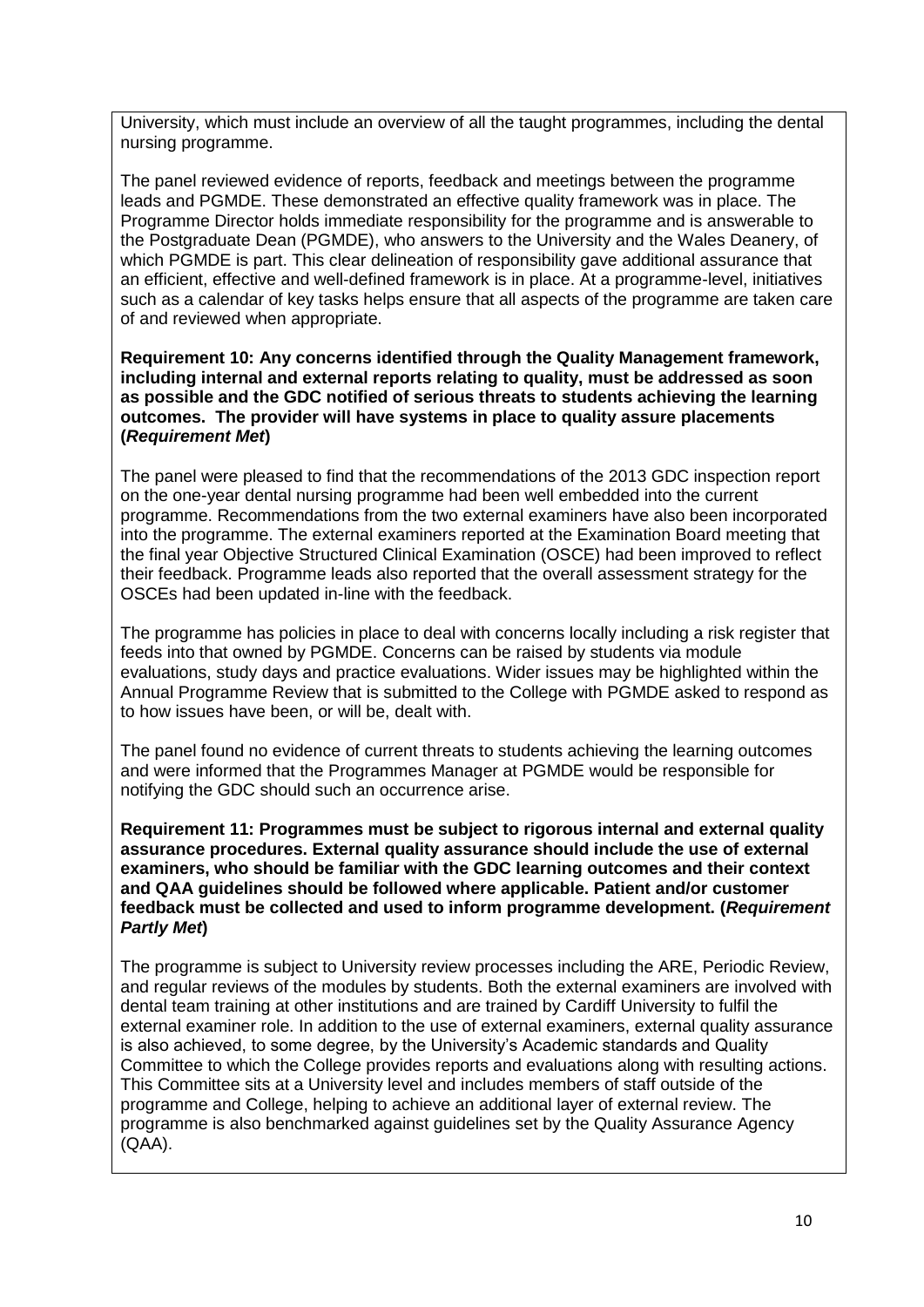University, which must include an overview of all the taught programmes, including the dental nursing programme.

The panel reviewed evidence of reports, feedback and meetings between the programme leads and PGMDE. These demonstrated an effective quality framework was in place. The Programme Director holds immediate responsibility for the programme and is answerable to the Postgraduate Dean (PGMDE), who answers to the University and the Wales Deanery, of which PGMDE is part. This clear delineation of responsibility gave additional assurance that an efficient, effective and well-defined framework is in place. At a programme-level, initiatives such as a calendar of key tasks helps ensure that all aspects of the programme are taken care of and reviewed when appropriate.

**Requirement 10: Any concerns identified through the Quality Management framework, including internal and external reports relating to quality, must be addressed as soon as possible and the GDC notified of serious threats to students achieving the learning outcomes. The provider will have systems in place to quality assure placements (*Requirement Met*)**

The panel were pleased to find that the recommendations of the 2013 GDC inspection report on the one-year dental nursing programme had been well embedded into the current programme. Recommendations from the two external examiners have also been incorporated into the programme. The external examiners reported at the Examination Board meeting that the final year Objective Structured Clinical Examination (OSCE) had been improved to reflect their feedback. Programme leads also reported that the overall assessment strategy for the OSCEs had been updated in-line with the feedback.

The programme has policies in place to deal with concerns locally including a risk register that feeds into that owned by PGMDE. Concerns can be raised by students via module evaluations, study days and practice evaluations. Wider issues may be highlighted within the Annual Programme Review that is submitted to the College with PGMDE asked to respond as to how issues have been, or will be, dealt with.

The panel found no evidence of current threats to students achieving the learning outcomes and were informed that the Programmes Manager at PGMDE would be responsible for notifying the GDC should such an occurrence arise.

**Requirement 11: Programmes must be subject to rigorous internal and external quality assurance procedures. External quality assurance should include the use of external examiners, who should be familiar with the GDC learning outcomes and their context and QAA guidelines should be followed where applicable. Patient and/or customer feedback must be collected and used to inform programme development. (*Requirement Partly Met*)**

The programme is subject to University review processes including the ARE, Periodic Review, and regular reviews of the modules by students. Both the external examiners are involved with dental team training at other institutions and are trained by Cardiff University to fulfil the external examiner role. In addition to the use of external examiners, external quality assurance is also achieved, to some degree, by the University's Academic standards and Quality Committee to which the College provides reports and evaluations along with resulting actions. This Committee sits at a University level and includes members of staff outside of the programme and College, helping to achieve an additional layer of external review. The programme is also benchmarked against guidelines set by the Quality Assurance Agency (QAA).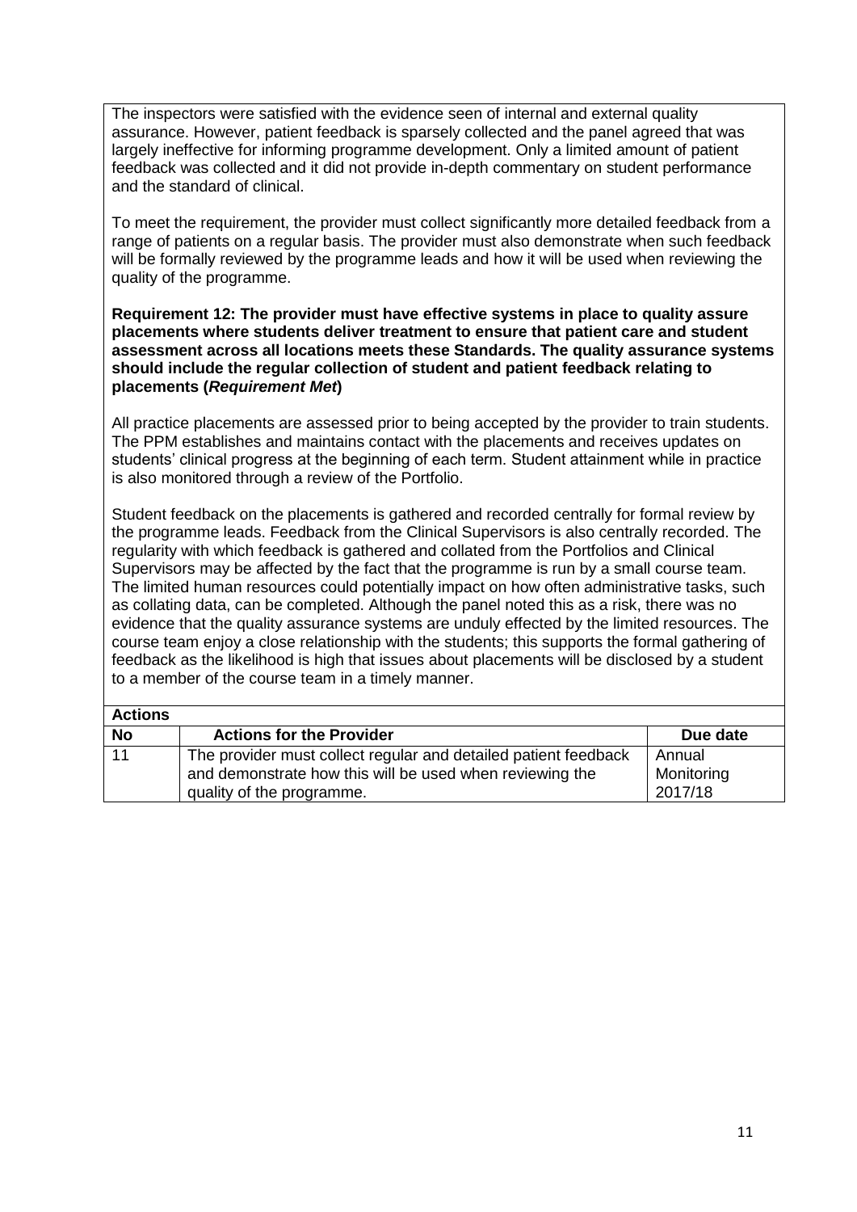The inspectors were satisfied with the evidence seen of internal and external quality assurance. However, patient feedback is sparsely collected and the panel agreed that was largely ineffective for informing programme development. Only a limited amount of patient feedback was collected and it did not provide in-depth commentary on student performance and the standard of clinical.

To meet the requirement, the provider must collect significantly more detailed feedback from a range of patients on a regular basis. The provider must also demonstrate when such feedback will be formally reviewed by the programme leads and how it will be used when reviewing the quality of the programme.

**Requirement 12: The provider must have effective systems in place to quality assure placements where students deliver treatment to ensure that patient care and student assessment across all locations meets these Standards. The quality assurance systems should include the regular collection of student and patient feedback relating to placements (*Requirement Met*)**

All practice placements are assessed prior to being accepted by the provider to train students. The PPM establishes and maintains contact with the placements and receives updates on students' clinical progress at the beginning of each term. Student attainment while in practice is also monitored through a review of the Portfolio.

Student feedback on the placements is gathered and recorded centrally for formal review by the programme leads. Feedback from the Clinical Supervisors is also centrally recorded. The regularity with which feedback is gathered and collated from the Portfolios and Clinical Supervisors may be affected by the fact that the programme is run by a small course team. The limited human resources could potentially impact on how often administrative tasks, such as collating data, can be completed. Although the panel noted this as a risk, there was no evidence that the quality assurance systems are unduly effected by the limited resources. The course team enjoy a close relationship with the students; this supports the formal gathering of feedback as the likelihood is high that issues about placements will be disclosed by a student to a member of the course team in a timely manner.

**Actions**

| No | Actions for the Provider | Due date |
|---|---|---|
| 11 | The provider must collect regular and detailed patient feedback and demonstrate how this will be used when reviewing the quality of the programme. | Annual Monitoring 2017/18 |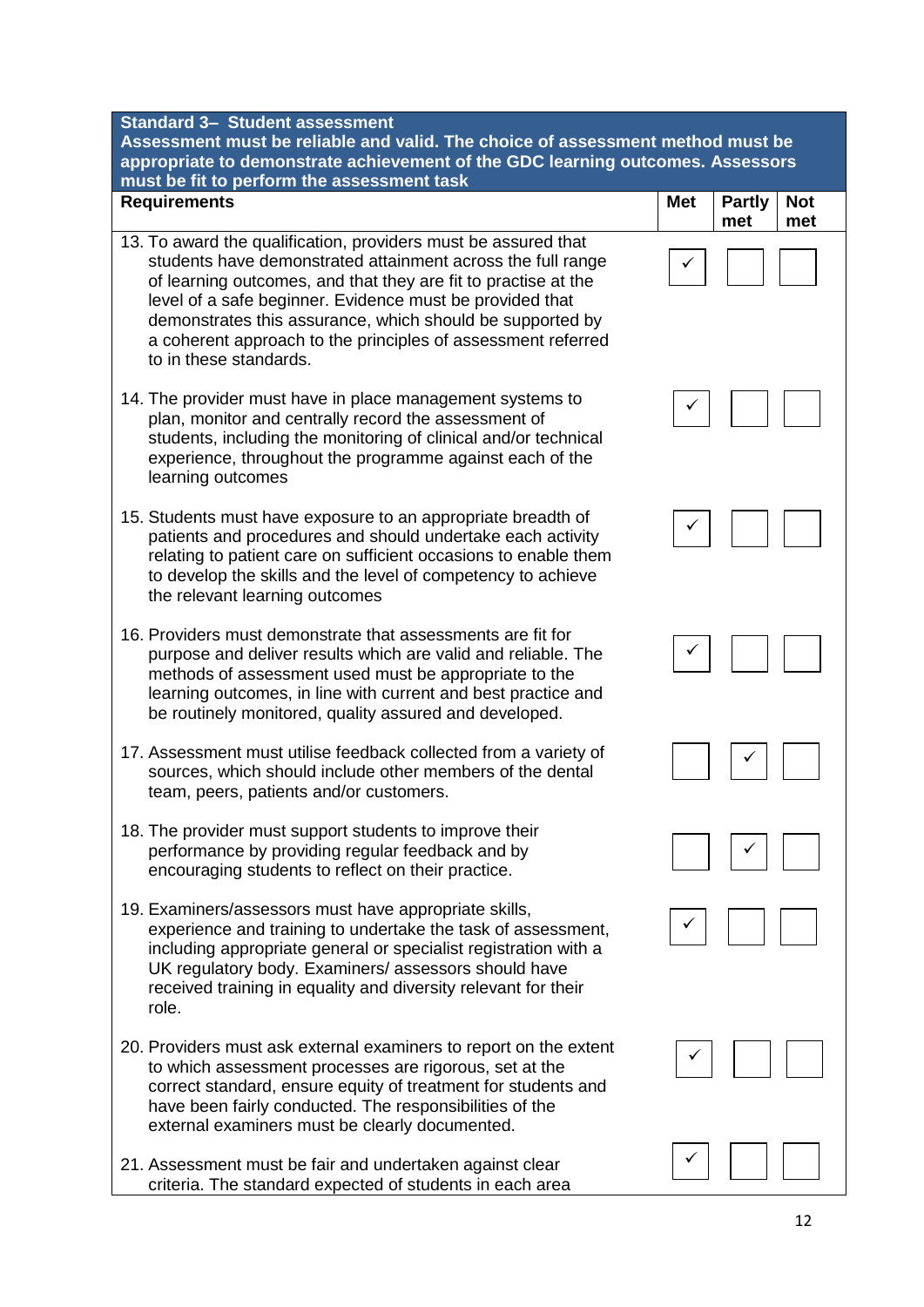| **Standard 3– Student assessment**<br>**Assessment must be reliable and valid. The choice of assessment method must be appropriate to demonstrate achievement of the GDC learning outcomes. Assessors must be fit to perform the assessment task** | | | |
|---|---|---|---|
| **Requirements** | **Met** | **Partly met** | **Not met** |
| 13. To award the qualification, providers must be assured that students have demonstrated attainment across the full range of learning outcomes, and that they are fit to practise at the level of a safe beginner. Evidence must be provided that demonstrates this assurance, which should be supported by a coherent approach to the principles of assessment referred to in these standards. | ✓ | | |
| 14. The provider must have in place management systems to plan, monitor and centrally record the assessment of students, including the monitoring of clinical and/or technical experience, throughout the programme against each of the learning outcomes | ✓ | | |
| 15. Students must have exposure to an appropriate breadth of patients and procedures and should undertake each activity relating to patient care on sufficient occasions to enable them to develop the skills and the level of competency to achieve the relevant learning outcomes | ✓ | | |
| 16. Providers must demonstrate that assessments are fit for purpose and deliver results which are valid and reliable. The methods of assessment used must be appropriate to the learning outcomes, in line with current and best practice and be routinely monitored, quality assured and developed. | ✓ | | |
| 17. Assessment must utilise feedback collected from a variety of sources, which should include other members of the dental team, peers, patients and/or customers. | | ✓ | |
| 18. The provider must support students to improve their performance by providing regular feedback and by encouraging students to reflect on their practice. | | ✓ | |
| 19. Examiners/assessors must have appropriate skills, experience and training to undertake the task of assessment, including appropriate general or specialist registration with a UK regulatory body. Examiners/ assessors should have received training in equality and diversity relevant for their role. | ✓ | | |
| 20. Providers must ask external examiners to report on the extent to which assessment processes are rigorous, set at the correct standard, ensure equity of treatment for students and have been fairly conducted. The responsibilities of the external examiners must be clearly documented. | ✓ | | |
| 21. Assessment must be fair and undertaken against clear criteria. The standard expected of students in each area | ✓ | | |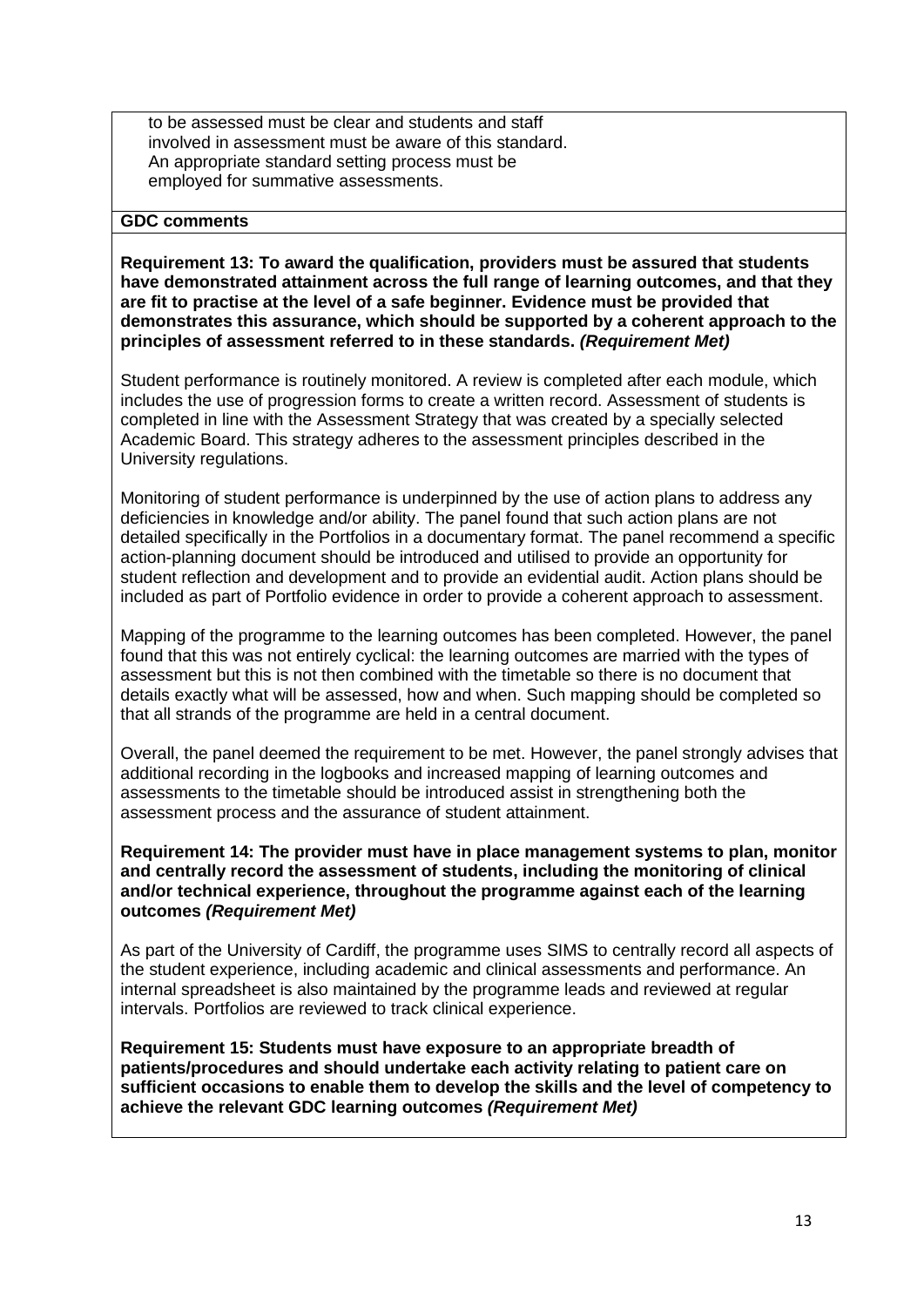to be assessed must be clear and students and staff involved in assessment must be aware of this standard. An appropriate standard setting process must be employed for summative assessments.

**GDC comments**

**Requirement 13: To award the qualification, providers must be assured that students have demonstrated attainment across the full range of learning outcomes, and that they are fit to practise at the level of a safe beginner. Evidence must be provided that demonstrates this assurance, which should be supported by a coherent approach to the principles of assessment referred to in these standards. *(Requirement Met)***

Student performance is routinely monitored. A review is completed after each module, which includes the use of progression forms to create a written record. Assessment of students is completed in line with the Assessment Strategy that was created by a specially selected Academic Board. This strategy adheres to the assessment principles described in the University regulations.

Monitoring of student performance is underpinned by the use of action plans to address any deficiencies in knowledge and/or ability. The panel found that such action plans are not detailed specifically in the Portfolios in a documentary format. The panel recommend a specific action-planning document should be introduced and utilised to provide an opportunity for student reflection and development and to provide an evidential audit. Action plans should be included as part of Portfolio evidence in order to provide a coherent approach to assessment.

Mapping of the programme to the learning outcomes has been completed. However, the panel found that this was not entirely cyclical: the learning outcomes are married with the types of assessment but this is not then combined with the timetable so there is no document that details exactly what will be assessed, how and when. Such mapping should be completed so that all strands of the programme are held in a central document.

Overall, the panel deemed the requirement to be met. However, the panel strongly advises that additional recording in the logbooks and increased mapping of learning outcomes and assessments to the timetable should be introduced assist in strengthening both the assessment process and the assurance of student attainment.

**Requirement 14: The provider must have in place management systems to plan, monitor and centrally record the assessment of students, including the monitoring of clinical and/or technical experience, throughout the programme against each of the learning outcomes *(Requirement Met)***

As part of the University of Cardiff, the programme uses SIMS to centrally record all aspects of the student experience, including academic and clinical assessments and performance. An internal spreadsheet is also maintained by the programme leads and reviewed at regular intervals. Portfolios are reviewed to track clinical experience.

**Requirement 15: Students must have exposure to an appropriate breadth of patients/procedures and should undertake each activity relating to patient care on sufficient occasions to enable them to develop the skills and the level of competency to achieve the relevant GDC learning outcomes *(Requirement Met)***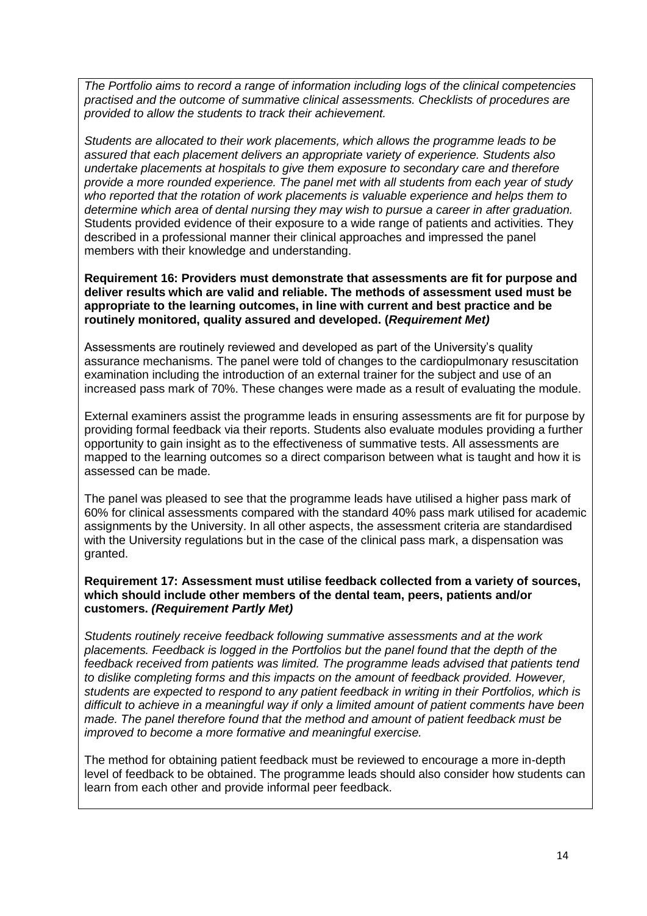*The Portfolio aims to record a range of information including logs of the clinical competencies practised and the outcome of summative clinical assessments. Checklists of procedures are provided to allow the students to track their achievement.*

*Students are allocated to their work placements, which allows the programme leads to be assured that each placement delivers an appropriate variety of experience. Students also undertake placements at hospitals to give them exposure to secondary care and therefore provide a more rounded experience. The panel met with all students from each year of study who reported that the rotation of work placements is valuable experience and helps them to determine which area of dental nursing they may wish to pursue a career in after graduation.* Students provided evidence of their exposure to a wide range of patients and activities. They described in a professional manner their clinical approaches and impressed the panel members with their knowledge and understanding.

**Requirement 16: Providers must demonstrate that assessments are fit for purpose and deliver results which are valid and reliable. The methods of assessment used must be appropriate to the learning outcomes, in line with current and best practice and be routinely monitored, quality assured and developed. (*Requirement Met)***

Assessments are routinely reviewed and developed as part of the University's quality assurance mechanisms. The panel were told of changes to the cardiopulmonary resuscitation examination including the introduction of an external trainer for the subject and use of an increased pass mark of 70%. These changes were made as a result of evaluating the module.

External examiners assist the programme leads in ensuring assessments are fit for purpose by providing formal feedback via their reports. Students also evaluate modules providing a further opportunity to gain insight as to the effectiveness of summative tests. All assessments are mapped to the learning outcomes so a direct comparison between what is taught and how it is assessed can be made.

The panel was pleased to see that the programme leads have utilised a higher pass mark of 60% for clinical assessments compared with the standard 40% pass mark utilised for academic assignments by the University. In all other aspects, the assessment criteria are standardised with the University regulations but in the case of the clinical pass mark, a dispensation was granted.

**Requirement 17: Assessment must utilise feedback collected from a variety of sources, which should include other members of the dental team, peers, patients and/or customers. *(Requirement Partly Met)***

*Students routinely receive feedback following summative assessments and at the work placements. Feedback is logged in the Portfolios but the panel found that the depth of the feedback received from patients was limited. The programme leads advised that patients tend to dislike completing forms and this impacts on the amount of feedback provided. However, students are expected to respond to any patient feedback in writing in their Portfolios, which is difficult to achieve in a meaningful way if only a limited amount of patient comments have been made. The panel therefore found that the method and amount of patient feedback must be improved to become a more formative and meaningful exercise.*

The method for obtaining patient feedback must be reviewed to encourage a more in-depth level of feedback to be obtained. The programme leads should also consider how students can learn from each other and provide informal peer feedback.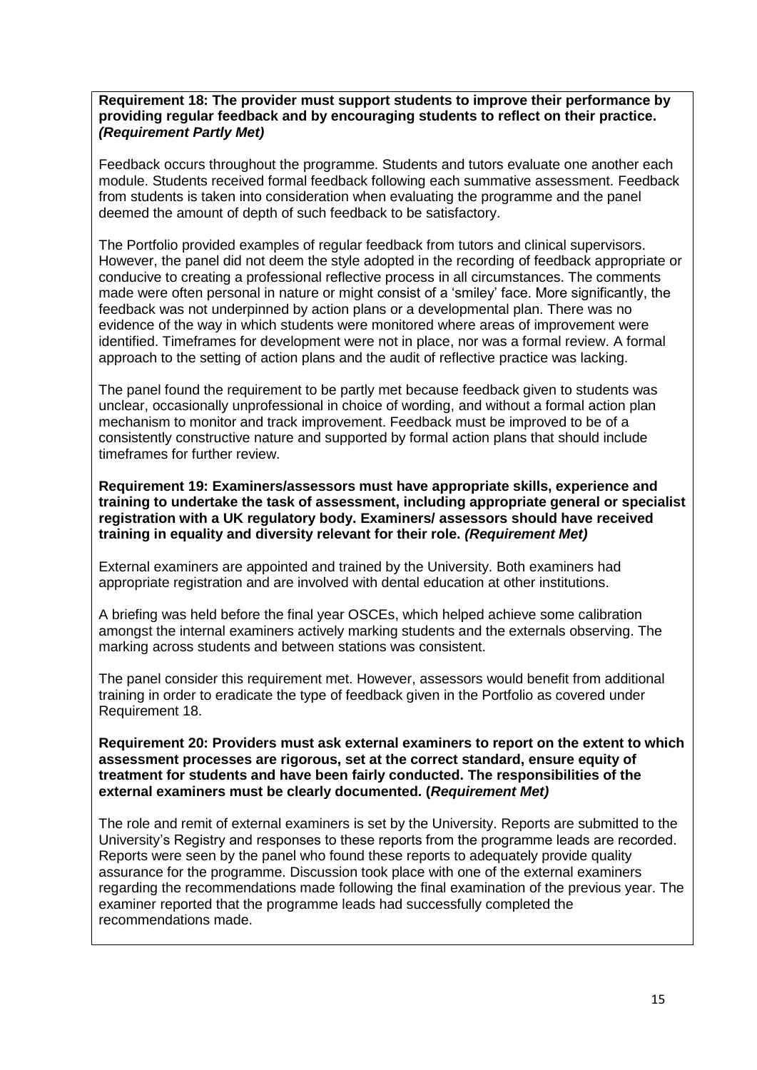**Requirement 18: The provider must support students to improve their performance by providing regular feedback and by encouraging students to reflect on their practice.** ***(Requirement Partly Met)***

Feedback occurs throughout the programme. Students and tutors evaluate one another each module. Students received formal feedback following each summative assessment. Feedback from students is taken into consideration when evaluating the programme and the panel deemed the amount of depth of such feedback to be satisfactory.

The Portfolio provided examples of regular feedback from tutors and clinical supervisors. However, the panel did not deem the style adopted in the recording of feedback appropriate or conducive to creating a professional reflective process in all circumstances. The comments made were often personal in nature or might consist of a 'smiley' face. More significantly, the feedback was not underpinned by action plans or a developmental plan. There was no evidence of the way in which students were monitored where areas of improvement were identified. Timeframes for development were not in place, nor was a formal review. A formal approach to the setting of action plans and the audit of reflective practice was lacking.

The panel found the requirement to be partly met because feedback given to students was unclear, occasionally unprofessional in choice of wording, and without a formal action plan mechanism to monitor and track improvement. Feedback must be improved to be of a consistently constructive nature and supported by formal action plans that should include timeframes for further review.

**Requirement 19: Examiners/assessors must have appropriate skills, experience and training to undertake the task of assessment, including appropriate general or specialist registration with a UK regulatory body. Examiners/ assessors should have received training in equality and diversity relevant for their role.** ***(Requirement Met)***

External examiners are appointed and trained by the University. Both examiners had appropriate registration and are involved with dental education at other institutions.

A briefing was held before the final year OSCEs, which helped achieve some calibration amongst the internal examiners actively marking students and the externals observing. The marking across students and between stations was consistent.

The panel consider this requirement met. However, assessors would benefit from additional training in order to eradicate the type of feedback given in the Portfolio as covered under Requirement 18.

**Requirement 20: Providers must ask external examiners to report on the extent to which assessment processes are rigorous, set at the correct standard, ensure equity of treatment for students and have been fairly conducted. The responsibilities of the external examiners must be clearly documented. (*Requirement Met)***

The role and remit of external examiners is set by the University. Reports are submitted to the University's Registry and responses to these reports from the programme leads are recorded. Reports were seen by the panel who found these reports to adequately provide quality assurance for the programme. Discussion took place with one of the external examiners regarding the recommendations made following the final examination of the previous year. The examiner reported that the programme leads had successfully completed the recommendations made.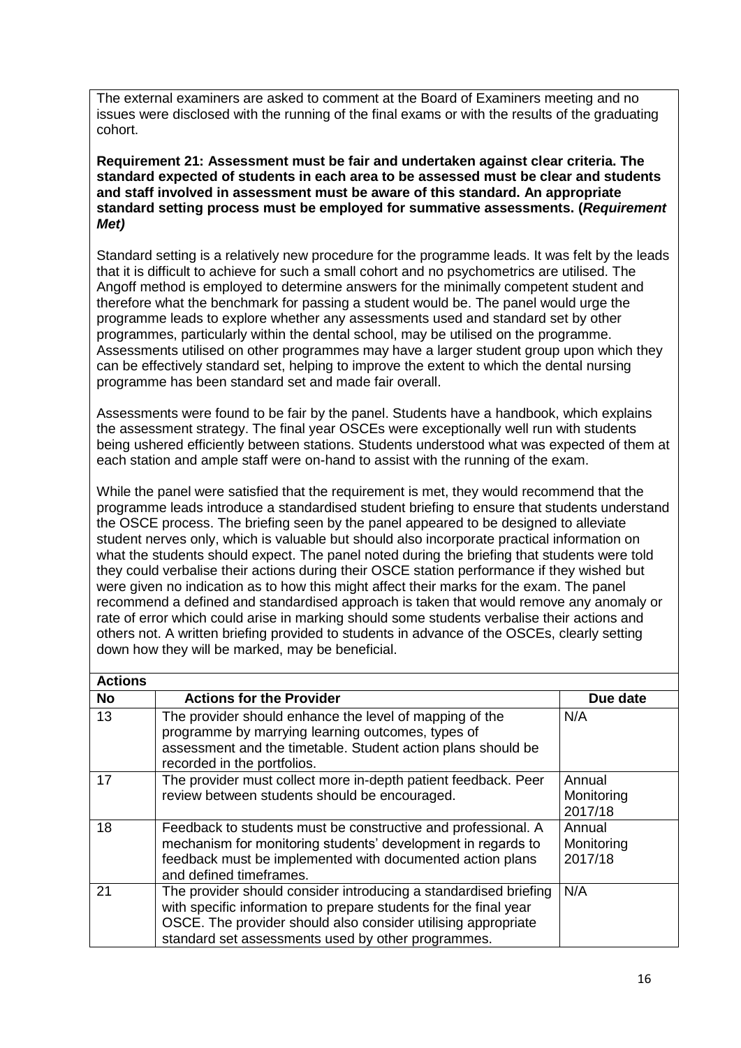The external examiners are asked to comment at the Board of Examiners meeting and no issues were disclosed with the running of the final exams or with the results of the graduating cohort.

**Requirement 21: Assessment must be fair and undertaken against clear criteria. The standard expected of students in each area to be assessed must be clear and students and staff involved in assessment must be aware of this standard. An appropriate standard setting process must be employed for summative assessments. (*Requirement Met)***

Standard setting is a relatively new procedure for the programme leads. It was felt by the leads that it is difficult to achieve for such a small cohort and no psychometrics are utilised. The Angoff method is employed to determine answers for the minimally competent student and therefore what the benchmark for passing a student would be. The panel would urge the programme leads to explore whether any assessments used and standard set by other programmes, particularly within the dental school, may be utilised on the programme. Assessments utilised on other programmes may have a larger student group upon which they can be effectively standard set, helping to improve the extent to which the dental nursing programme has been standard set and made fair overall.

Assessments were found to be fair by the panel. Students have a handbook, which explains the assessment strategy. The final year OSCEs were exceptionally well run with students being ushered efficiently between stations. Students understood what was expected of them at each station and ample staff were on-hand to assist with the running of the exam.

While the panel were satisfied that the requirement is met, they would recommend that the programme leads introduce a standardised student briefing to ensure that students understand the OSCE process. The briefing seen by the panel appeared to be designed to alleviate student nerves only, which is valuable but should also incorporate practical information on what the students should expect. The panel noted during the briefing that students were told they could verbalise their actions during their OSCE station performance if they wished but were given no indication as to how this might affect their marks for the exam. The panel recommend a defined and standardised approach is taken that would remove any anomaly or rate of error which could arise in marking should some students verbalise their actions and others not. A written briefing provided to students in advance of the OSCEs, clearly setting down how they will be marked, may be beneficial.

**Actions**

| No | Actions for the Provider | Due date |
|---|---|---|
| 13 | The provider should enhance the level of mapping of the programme by marrying learning outcomes, types of assessment and the timetable. Student action plans should be recorded in the portfolios. | N/A |
| 17 | The provider must collect more in-depth patient feedback. Peer review between students should be encouraged. | Annual Monitoring 2017/18 |
| 18 | Feedback to students must be constructive and professional. A mechanism for monitoring students' development in regards to feedback must be implemented with documented action plans and defined timeframes. | Annual Monitoring 2017/18 |
| 21 | The provider should consider introducing a standardised briefing with specific information to prepare students for the final year OSCE. The provider should also consider utilising appropriate standard set assessments used by other programmes. | N/A |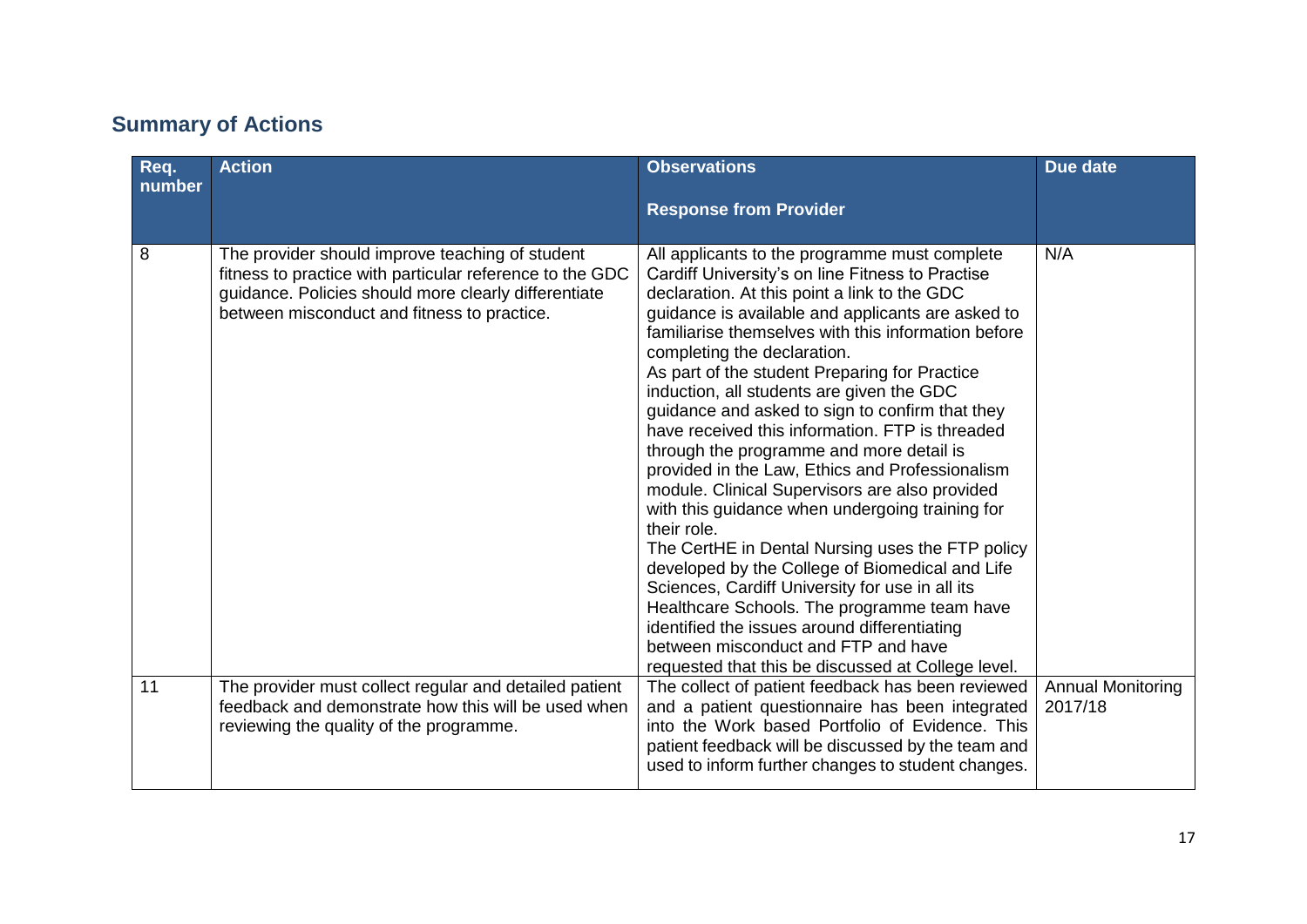## Summary of Actions

| Req. number | Action | Observations<br><br>Response from Provider | Due date |
|---|---|---|---|
| 8 | The provider should improve teaching of student fitness to practice with particular reference to the GDC guidance. Policies should more clearly differentiate between misconduct and fitness to practice. | All applicants to the programme must complete Cardiff University's on line Fitness to Practise declaration. At this point a link to the GDC guidance is available and applicants are asked to familiarise themselves with this information before completing the declaration.<br>As part of the student Preparing for Practice induction, all students are given the GDC guidance and asked to sign to confirm that they have received this information. FTP is threaded through the programme and more detail is provided in the Law, Ethics and Professionalism module. Clinical Supervisors are also provided with this guidance when undergoing training for their role.<br>The CertHE in Dental Nursing uses the FTP policy developed by the College of Biomedical and Life Sciences, Cardiff University for use in all its Healthcare Schools. The programme team have identified the issues around differentiating between misconduct and FTP and have requested that this be discussed at College level. | N/A |
| 11 | The provider must collect regular and detailed patient feedback and demonstrate how this will be used when reviewing the quality of the programme. | The collect of patient feedback has been reviewed and a patient questionnaire has been integrated into the Work based Portfolio of Evidence. This patient feedback will be discussed by the team and used to inform further changes to student changes. | Annual Monitoring 2017/18 |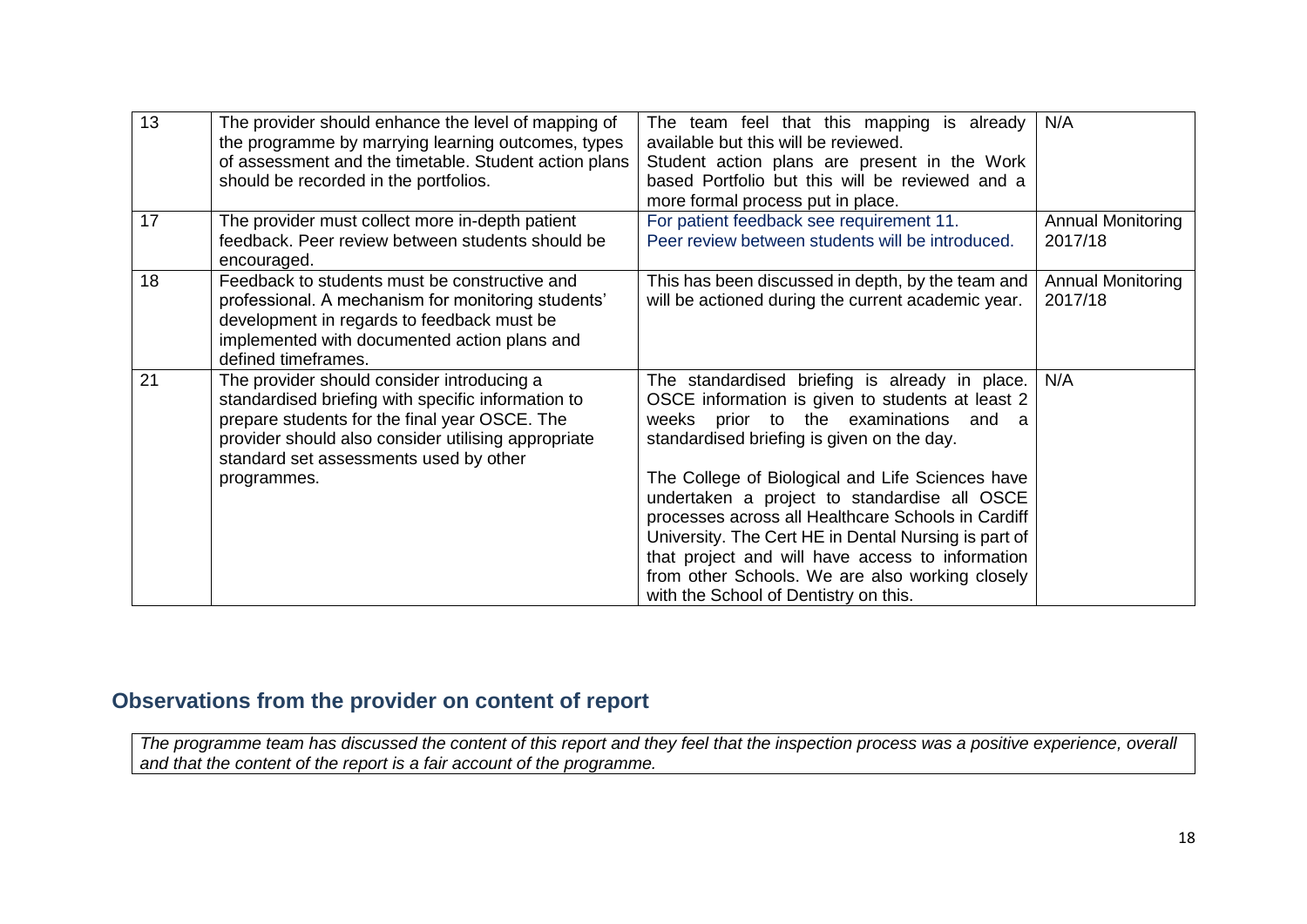| 13 | The provider should enhance the level of mapping of the programme by marrying learning outcomes, types of assessment and the timetable. Student action plans should be recorded in the portfolios. | The team feel that this mapping is already available but this will be reviewed. Student action plans are present in the Work based Portfolio but this will be reviewed and a more formal process put in place. | N/A |
|---|---|---|---|
| 17 | The provider must collect more in-depth patient feedback. Peer review between students should be encouraged. | For patient feedback see requirement 11. Peer review between students will be introduced. | Annual Monitoring 2017/18 |
| 18 | Feedback to students must be constructive and professional. A mechanism for monitoring students' development in regards to feedback must be implemented with documented action plans and defined timeframes. | This has been discussed in depth, by the team and will be actioned during the current academic year. | Annual Monitoring 2017/18 |
| 21 | The provider should consider introducing a standardised briefing with specific information to prepare students for the final year OSCE. The provider should also consider utilising appropriate standard set assessments used by other programmes. | The standardised briefing is already in place. OSCE information is given to students at least 2 weeks prior to the examinations and a standardised briefing is given on the day.<br><br>The College of Biological and Life Sciences have undertaken a project to standardise all OSCE processes across all Healthcare Schools in Cardiff University. The Cert HE in Dental Nursing is part of that project and will have access to information from other Schools. We are also working closely with the School of Dentistry on this. | N/A |

## Observations from the provider on content of report

*The programme team has discussed the content of this report and they feel that the inspection process was a positive experience, overall and that the content of the report is a fair account of the programme.*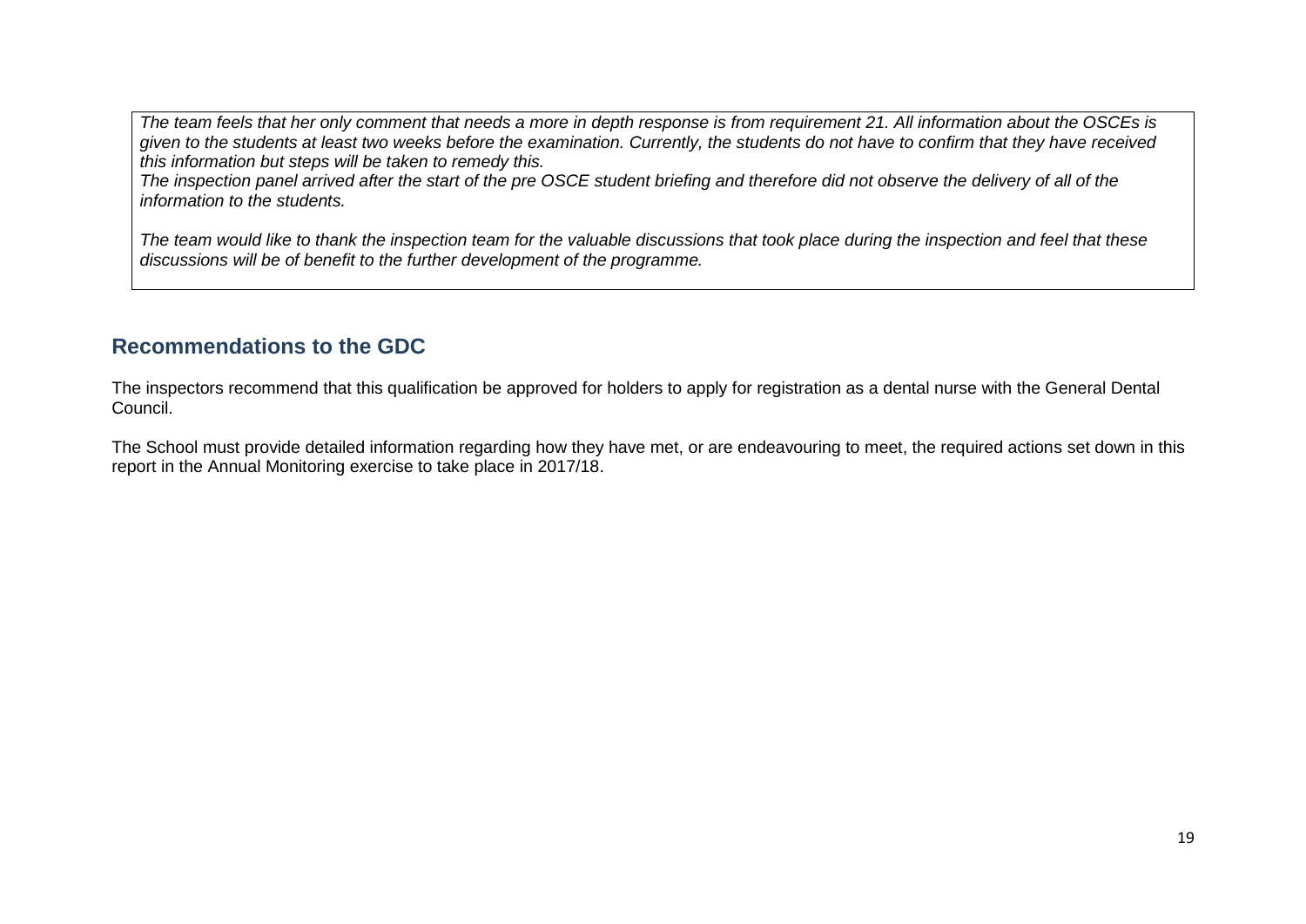*The team feels that her only comment that needs a more in depth response is from requirement 21. All information about the OSCEs is given to the students at least two weeks before the examination. Currently, the students do not have to confirm that they have received this information but steps will be taken to remedy this.*
*The inspection panel arrived after the start of the pre OSCE student briefing and therefore did not observe the delivery of all of the information to the students.*

*The team would like to thank the inspection team for the valuable discussions that took place during the inspection and feel that these discussions will be of benefit to the further development of the programme.*

## Recommendations to the GDC

The inspectors recommend that this qualification be approved for holders to apply for registration as a dental nurse with the General Dental Council.

The School must provide detailed information regarding how they have met, or are endeavouring to meet, the required actions set down in this report in the Annual Monitoring exercise to take place in 2017/18.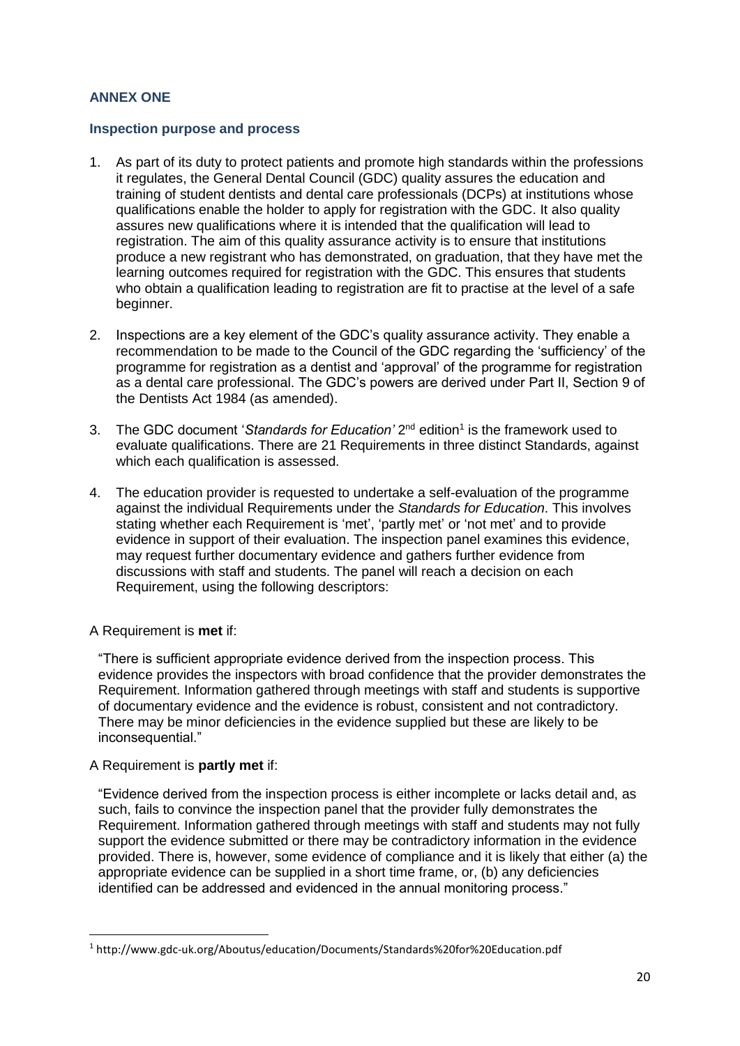## ANNEX ONE

### Inspection purpose and process

1. As part of its duty to protect patients and promote high standards within the professions it regulates, the General Dental Council (GDC) quality assures the education and training of student dentists and dental care professionals (DCPs) at institutions whose qualifications enable the holder to apply for registration with the GDC. It also quality assures new qualifications where it is intended that the qualification will lead to registration. The aim of this quality assurance activity is to ensure that institutions produce a new registrant who has demonstrated, on graduation, that they have met the learning outcomes required for registration with the GDC. This ensures that students who obtain a qualification leading to registration are fit to practise at the level of a safe beginner.

2. Inspections are a key element of the GDC's quality assurance activity. They enable a recommendation to be made to the Council of the GDC regarding the 'sufficiency' of the programme for registration as a dentist and 'approval' of the programme for registration as a dental care professional. The GDC's powers are derived under Part II, Section 9 of the Dentists Act 1984 (as amended).

3. The GDC document '*Standards for Education'* 2nd edition[1] is the framework used to evaluate qualifications. There are 21 Requirements in three distinct Standards, against which each qualification is assessed.

4. The education provider is requested to undertake a self-evaluation of the programme against the individual Requirements under the *Standards for Education*. This involves stating whether each Requirement is 'met', 'partly met' or 'not met' and to provide evidence in support of their evaluation. The inspection panel examines this evidence, may request further documentary evidence and gathers further evidence from discussions with staff and students. The panel will reach a decision on each Requirement, using the following descriptors:

A Requirement is **met** if:

> "There is sufficient appropriate evidence derived from the inspection process. This evidence provides the inspectors with broad confidence that the provider demonstrates the Requirement. Information gathered through meetings with staff and students is supportive of documentary evidence and the evidence is robust, consistent and not contradictory. There may be minor deficiencies in the evidence supplied but these are likely to be inconsequential."

A Requirement is **partly met** if:

> "Evidence derived from the inspection process is either incomplete or lacks detail and, as such, fails to convince the inspection panel that the provider fully demonstrates the Requirement. Information gathered through meetings with staff and students may not fully support the evidence submitted or there may be contradictory information in the evidence provided. There is, however, some evidence of compliance and it is likely that either (a) the appropriate evidence can be supplied in a short time frame, or, (b) any deficiencies identified can be addressed and evidenced in the annual monitoring process."

---

[1] http://www.gdc-uk.org/Aboutus/education/Documents/Standards%20for%20Education.pdf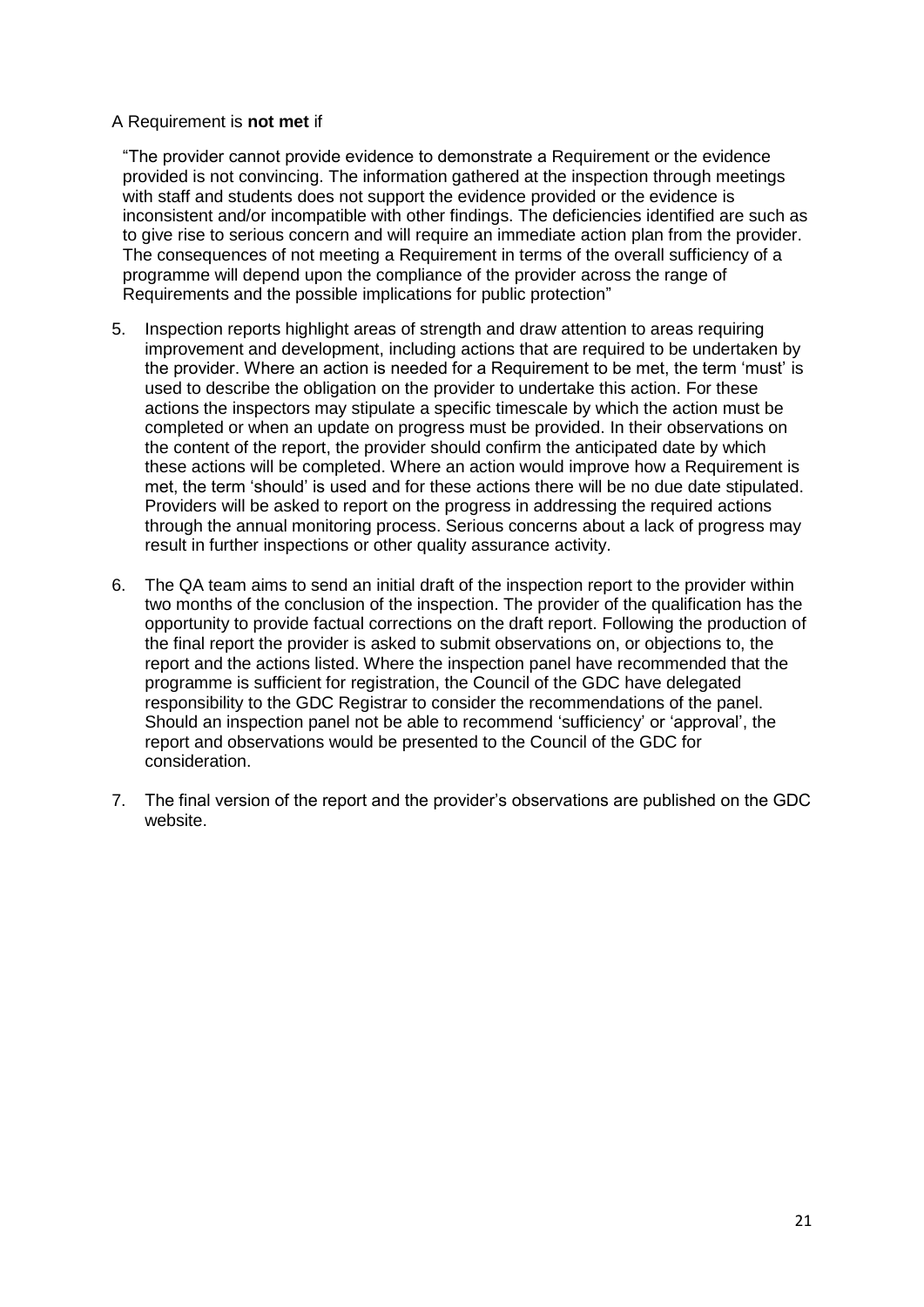A Requirement is **not met** if

> "The provider cannot provide evidence to demonstrate a Requirement or the evidence provided is not convincing. The information gathered at the inspection through meetings with staff and students does not support the evidence provided or the evidence is inconsistent and/or incompatible with other findings. The deficiencies identified are such as to give rise to serious concern and will require an immediate action plan from the provider. The consequences of not meeting a Requirement in terms of the overall sufficiency of a programme will depend upon the compliance of the provider across the range of Requirements and the possible implications for public protection"

5. Inspection reports highlight areas of strength and draw attention to areas requiring improvement and development, including actions that are required to be undertaken by the provider. Where an action is needed for a Requirement to be met, the term 'must' is used to describe the obligation on the provider to undertake this action. For these actions the inspectors may stipulate a specific timescale by which the action must be completed or when an update on progress must be provided. In their observations on the content of the report, the provider should confirm the anticipated date by which these actions will be completed. Where an action would improve how a Requirement is met, the term 'should' is used and for these actions there will be no due date stipulated. Providers will be asked to report on the progress in addressing the required actions through the annual monitoring process. Serious concerns about a lack of progress may result in further inspections or other quality assurance activity.

6. The QA team aims to send an initial draft of the inspection report to the provider within two months of the conclusion of the inspection. The provider of the qualification has the opportunity to provide factual corrections on the draft report. Following the production of the final report the provider is asked to submit observations on, or objections to, the report and the actions listed. Where the inspection panel have recommended that the programme is sufficient for registration, the Council of the GDC have delegated responsibility to the GDC Registrar to consider the recommendations of the panel. Should an inspection panel not be able to recommend 'sufficiency' or 'approval', the report and observations would be presented to the Council of the GDC for consideration.

7. The final version of the report and the provider's observations are published on the GDC website.